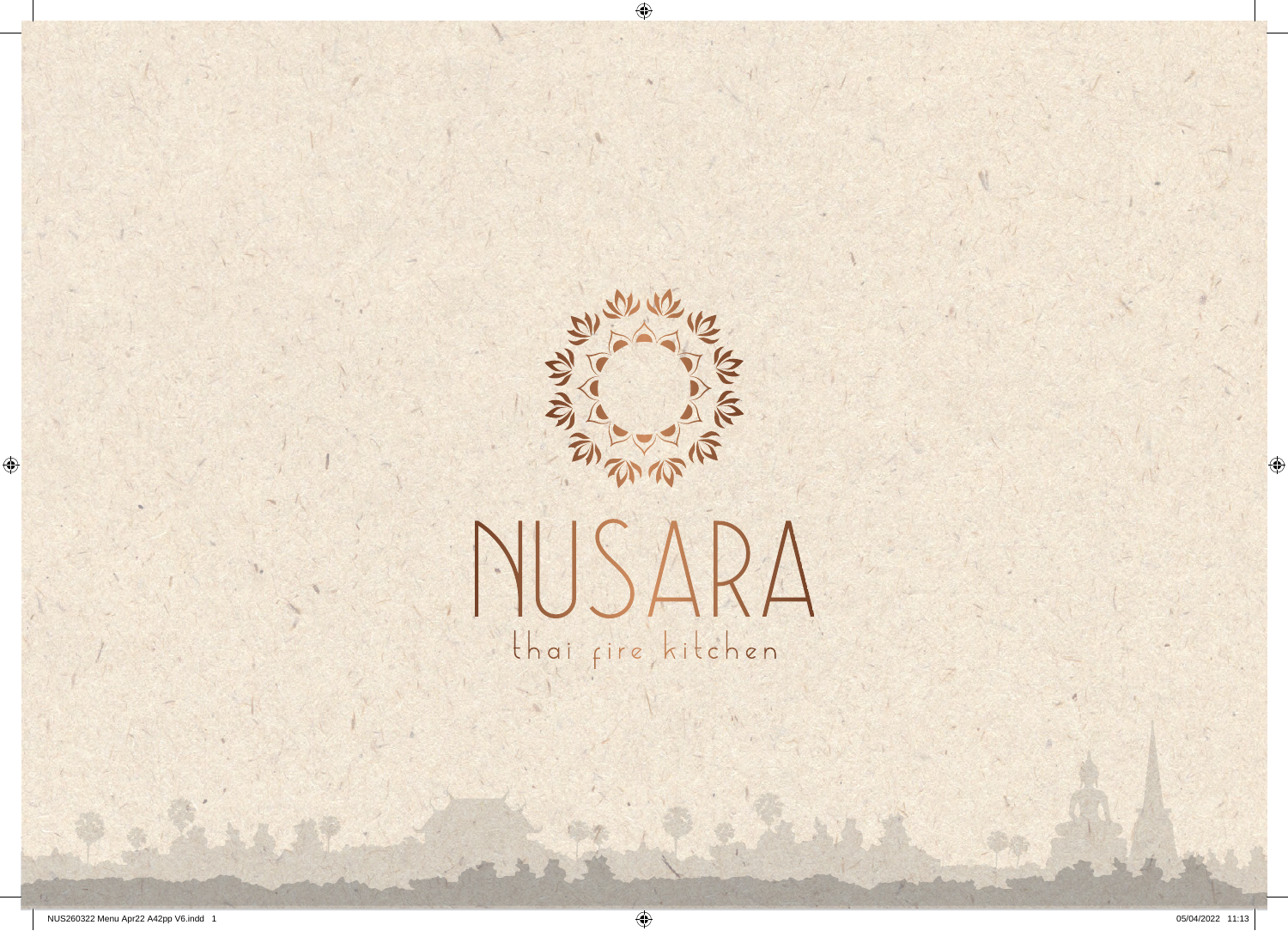# NUSARA

thai fire kitchen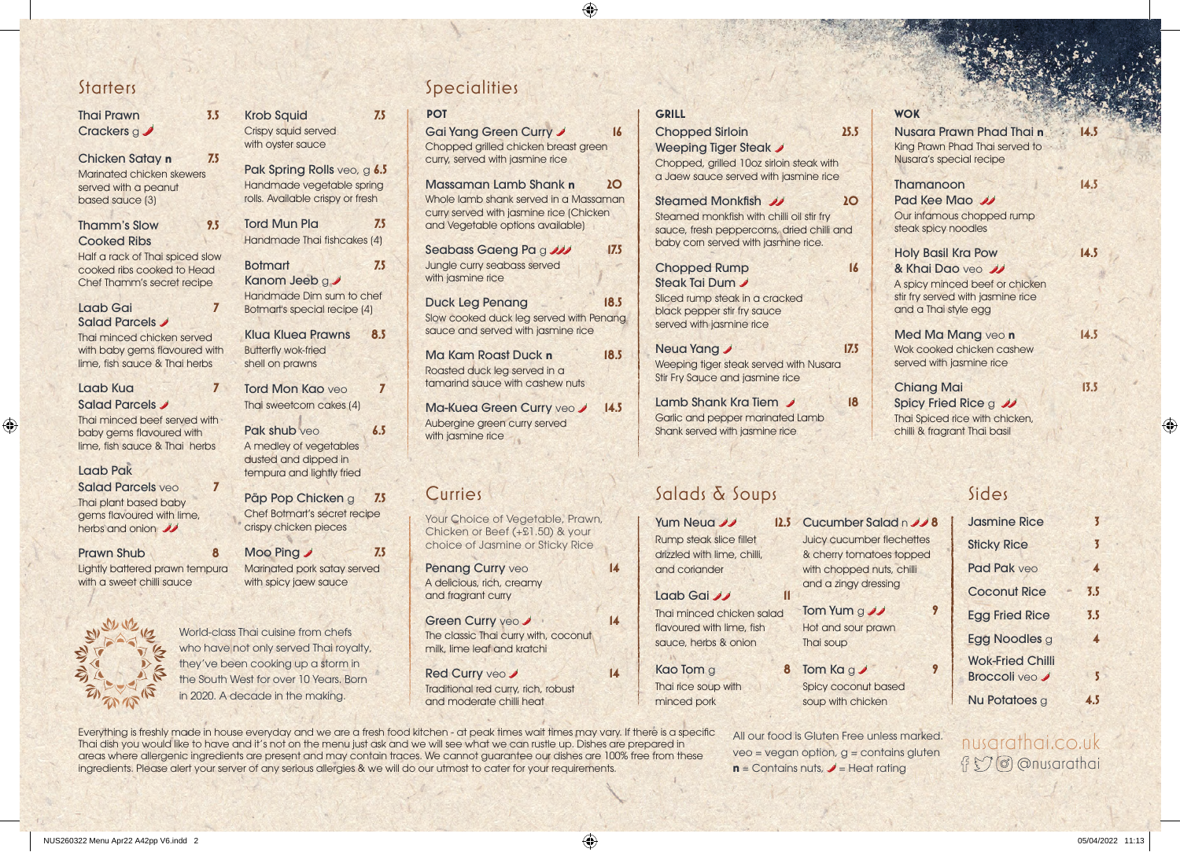## Starters

**Thai Prawn Crackers** g 🌶 — 3.5

**Chicken Satay** n — 7.5
Marinated chicken skewers served with a peanut based sauce (3)

**Thamm's Slow Cooked Ribs** — 9.5
Half a rack of Thai spiced slow cooked ribs cooked to Head Chef Thamm's secret recipe

**Laab Gai Salad Parcels** 🌶 — 7
Thai minced chicken served with baby gems flavoured with lime, fish sauce & Thai herbs

**Laab Kua Salad Parcels** 🌶 — 7
Thai minced beef served with baby gems flavoured with lime, fish sauce & Thai herbs

**Laab Pak Salad Parcels** veo — 7
Thai plant based baby gems flavoured with lime, herbs and onion 🌶🌶

**Prawn Shub** — 8
Lightly battered prawn tempura with a sweet chilli sauce

**Krob Squid** — 7.5
Crispy squid served with oyster sauce

**Pak Spring Rolls** veo, g — 6.5
Handmade vegetable spring rolls. Available crispy or fresh

**Tord Mun Pla** — 7.5
Handmade Thai fishcakes (4)

**Botmart Kanom Jeeb** g 🌶 — 7.5
Handmade Dim sum to chef Botmart's special recipe (4)

**Klua Kluea Prawns** — 8.5
Butterfly wok-fried shell on prawns

**Tord Mon Kao** veo — 7
Thai sweetcorn cakes (4)

**Pak shub** veo — 6.5
A medley of vegetables dusted and dipped in tempura and lightly fried

**Päp Pop Chicken** g — 7.5
Chef Botmart's secret recipe crispy chicken pieces

**Moo Ping** 🌶 — 7.5
Marinated pork satay served with spicy jaew sauce

World-class Thai cuisine from chefs who have not only served Thai royalty, they've been cooking up a storm in the South West for over 10 Years. Born in 2020. A decade in the making.

## Specialities

### POT

**Gai Yang Green Curry** 🌶 — 16
Chopped grilled chicken breast green curry, served with jasmine rice

**Massaman Lamb Shank** n — 20
Whole lamb shank served in a Massaman curry served with jasmine rice (Chicken and Vegetable options available)

**Seabass Gaeng Pa** g 🌶🌶🌶 — 17.5
Jungle curry seabass served with jasmine rice

**Duck Leg Penang** — 18.5
Slow cooked duck leg served with Penang sauce and served with jasmine rice

**Ma Kam Roast Duck** n — 18.5
Roasted duck leg served in a tamarind sauce with cashew nuts

**Ma-Kuea Green Curry** veo 🌶 — 14.5
Aubergine green curry served with jasmine rice

### GRILL

**Chopped Sirloin Weeping Tiger Steak** 🌶 — 25.5
Chopped, grilled 10oz sirloin steak with a Jaew sauce served with jasmine rice

**Steamed Monkfish** 🌶🌶 — 20
Steamed monkfish with chilli oil stir fry sauce, fresh peppercorns, dried chilli and baby corn served with jasmine rice.

**Chopped Rump Steak Tai Dum** 🌶 — 16
Sliced rump steak in a cracked black pepper stir fry sauce served with jasmine rice

**Neua Yang** 🌶 — 17.5
Weeping tiger steak served with Nusara Stir Fry Sauce and jasmine rice

**Lamb Shank Kra Tiem** 🌶 — 18
Garlic and pepper marinated Lamb Shank served with jasmine rice

### WOK

**Nusara Prawn Phad Thai** n — 14.5
King Prawn Phad Thai served to Nusara's special recipe

**Thamanoon Pad Kee Mao** 🌶🌶 — 14.5
Our infamous chopped rump steak spicy noodles

**Holy Basil Kra Pow & Khai Dao** veo 🌶🌶 — 14.5
A spicy minced beef or chicken stir fry served with jasmine rice and a Thai style egg

**Med Ma Mang** veo n — 14.5
Wok cooked chicken cashew served with jasmine rice

**Chiang Mai Spicy Fried Rice** g 🌶🌶 — 13.5
Thai Spiced rice with chicken, chilli & fragrant Thai basil

## Curries

Your Choice of Vegetable, Prawn, Chicken or Beef (+£1.50) & your choice of Jasmine or Sticky Rice

**Penang Curry** veo — 14
A delicious, rich, creamy and fragrant curry

**Green Curry** veo 🌶 — 14
The classic Thai curry with, coconut milk, lime leaf and kratchi

**Red Curry** veo 🌶 — 14
Traditional red curry, rich, robust and moderate chilli heat

## Salads & Soups

**Yum Neua** 🌶🌶 — 12.5
Rump steak slice fillet drizzled with lime, chilli, and coriander

**Laab Gai** 🌶🌶 — 11
Thai minced chicken salad flavoured with lime, fish sauce, herbs & onion

**Kao Tom** g — 8
Thai rice soup with minced pork

**Cucumber Salad** n 🌶🌶 — 8
Juicy cucumber flechettes & cherry tomatoes topped with chopped nuts, chilli and a zingy dressing

**Tom Yum** g 🌶🌶 — 9
Hot and sour prawn Thai soup

**Tom Ka** g 🌶 — 9
Spicy coconut based soup with chicken

## Sides

| | |
|---|---|
| Jasmine Rice | 3 |
| Sticky Rice | 3 |
| Pad Pak veo | 4 |
| Coconut Rice | 3.5 |
| Egg Fried Rice | 3.5 |
| Egg Noodles g | 4 |
| Wok-Fried Chilli Broccoli veo 🌶 | 5 |
| Nu Potatoes g | 4.5 |

Everything is freshly made in house everyday and we are a fresh food kitchen - at peak times wait times may vary. If there is a specific Thai dish you would like to have and it's not on the menu just ask and we will see what we can rustle up. Dishes are prepared in areas where allergenic ingredients are present and may contain traces. We cannot guarantee our dishes are 100% free from these ingredients. Please alert your server of any serious allergies & we will do our utmost to cater for your requirements.

All our food is Gluten Free unless marked.
veo = vegan option, g = contains gluten
n = Contains nuts, 🌶 = Heat rating

nusarathai.co.uk
@nusarathai